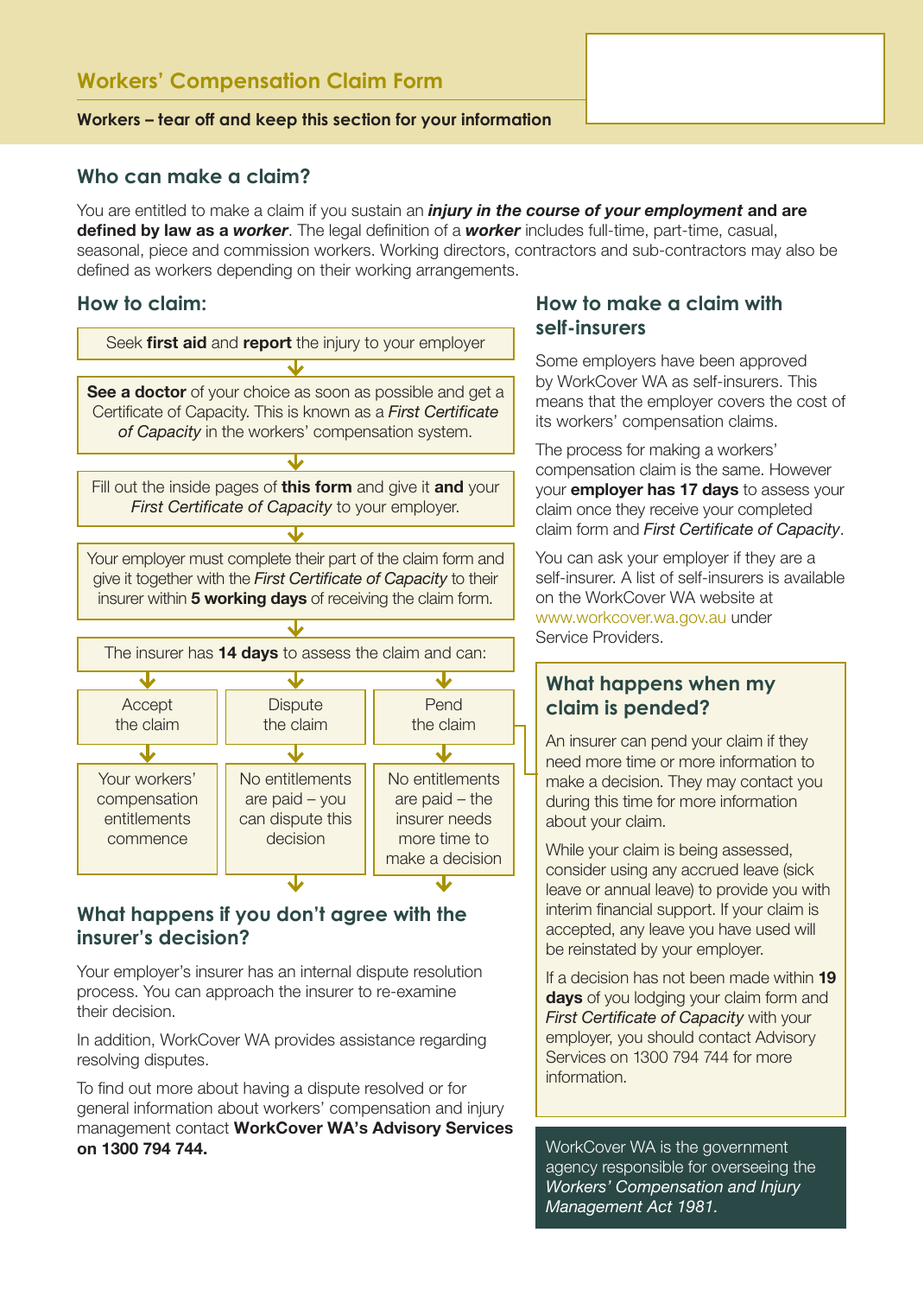# Workers' Compensation Claim Form

**Workers – tear off and keep this section for your information**

## Who can make a claim?

You are entitled to make a claim if you sustain an ***injury in the course of your employment*** **and are defined by law as a *worker***. The legal definition of a ***worker*** includes full-time, part-time, casual, seasonal, piece and commission workers. Working directors, contractors and sub-contractors may also be defined as workers depending on their working arrangements.

## How to claim:

Seek **first aid** and **report** the injury to your employer

↓

**See a doctor** of your choice as soon as possible and get a Certificate of Capacity. This is known as a *First Certificate of Capacity* in the workers' compensation system.

↓

Fill out the inside pages of **this form** and give it **and** your *First Certificate of Capacity* to your employer.

↓

Your employer must complete their part of the claim form and give it together with the *First Certificate of Capacity* to their insurer within **5 working days** of receiving the claim form.

↓

The insurer has **14 days** to assess the claim and can:

| Accept the claim | Dispute the claim | Pend the claim |
|---|---|---|
| Your workers' compensation entitlements commence | No entitlements are paid – you can dispute this decision | No entitlements are paid – the insurer needs more time to make a decision |

## What happens if you don't agree with the insurer's decision?

Your employer's insurer has an internal dispute resolution process. You can approach the insurer to re-examine their decision.

In addition, WorkCover WA provides assistance regarding resolving disputes.

To find out more about having a dispute resolved or for general information about workers' compensation and injury management contact **WorkCover WA's Advisory Services on 1300 794 744.**

## How to make a claim with self-insurers

Some employers have been approved by WorkCover WA as self-insurers. This means that the employer covers the cost of its workers' compensation claims.

The process for making a workers' compensation claim is the same. However your **employer has 17 days** to assess your claim once they receive your completed claim form and *First Certificate of Capacity*.

You can ask your employer if they are a self-insurer. A list of self-insurers is available on the WorkCover WA website at www.workcover.wa.gov.au under Service Providers.

## What happens when my claim is pended?

An insurer can pend your claim if they need more time or more information to make a decision. They may contact you during this time for more information about your claim.

While your claim is being assessed, consider using any accrued leave (sick leave or annual leave) to provide you with interim financial support. If your claim is accepted, any leave you have used will be reinstated by your employer.

If a decision has not been made within **19 days** of you lodging your claim form and *First Certificate of Capacity* with your employer, you should contact Advisory Services on 1300 794 744 for more information.

WorkCover WA is the government agency responsible for overseeing the *Workers' Compensation and Injury Management Act 1981.*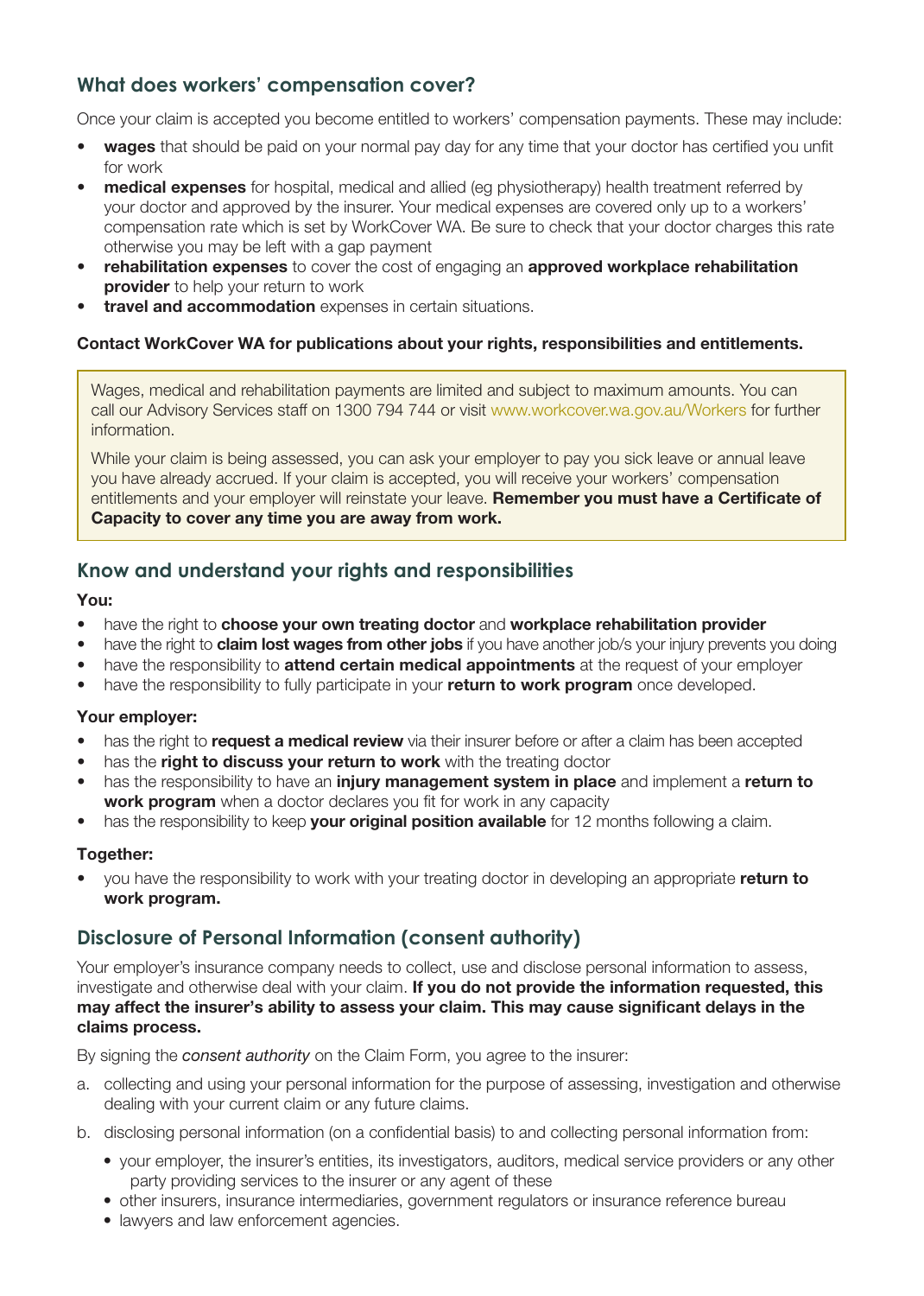## What does workers' compensation cover?

Once your claim is accepted you become entitled to workers' compensation payments. These may include:

- **wages** that should be paid on your normal pay day for any time that your doctor has certified you unfit for work
- **medical expenses** for hospital, medical and allied (eg physiotherapy) health treatment referred by your doctor and approved by the insurer. Your medical expenses are covered only up to a workers' compensation rate which is set by WorkCover WA. Be sure to check that your doctor charges this rate otherwise you may be left with a gap payment
- **rehabilitation expenses** to cover the cost of engaging an **approved workplace rehabilitation provider** to help your return to work
- **travel and accommodation** expenses in certain situations.

**Contact WorkCover WA for publications about your rights, responsibilities and entitlements.**

Wages, medical and rehabilitation payments are limited and subject to maximum amounts. You can call our Advisory Services staff on 1300 794 744 or visit www.workcover.wa.gov.au/Workers for further information.

While your claim is being assessed, you can ask your employer to pay you sick leave or annual leave you have already accrued. If your claim is accepted, you will receive your workers' compensation entitlements and your employer will reinstate your leave. **Remember you must have a Certificate of Capacity to cover any time you are away from work.**

## Know and understand your rights and responsibilities

**You:**

- have the right to **choose your own treating doctor** and **workplace rehabilitation provider**
- have the right to **claim lost wages from other jobs** if you have another job/s your injury prevents you doing
- have the responsibility to **attend certain medical appointments** at the request of your employer
- have the responsibility to fully participate in your **return to work program** once developed.

**Your employer:**

- has the right to **request a medical review** via their insurer before or after a claim has been accepted
- has the **right to discuss your return to work** with the treating doctor
- has the responsibility to have an **injury management system in place** and implement a **return to work program** when a doctor declares you fit for work in any capacity
- has the responsibility to keep **your original position available** for 12 months following a claim.

**Together:**

- you have the responsibility to work with your treating doctor in developing an appropriate **return to work program.**

## Disclosure of Personal Information (consent authority)

Your employer's insurance company needs to collect, use and disclose personal information to assess, investigate and otherwise deal with your claim. **If you do not provide the information requested, this may affect the insurer's ability to assess your claim. This may cause significant delays in the claims process.**

By signing the *consent authority* on the Claim Form, you agree to the insurer:

a. collecting and using your personal information for the purpose of assessing, investigation and otherwise dealing with your current claim or any future claims.

b. disclosing personal information (on a confidential basis) to and collecting personal information from:

  - your employer, the insurer's entities, its investigators, auditors, medical service providers or any other party providing services to the insurer or any agent of these
  - other insurers, insurance intermediaries, government regulators or insurance reference bureau
  - lawyers and law enforcement agencies.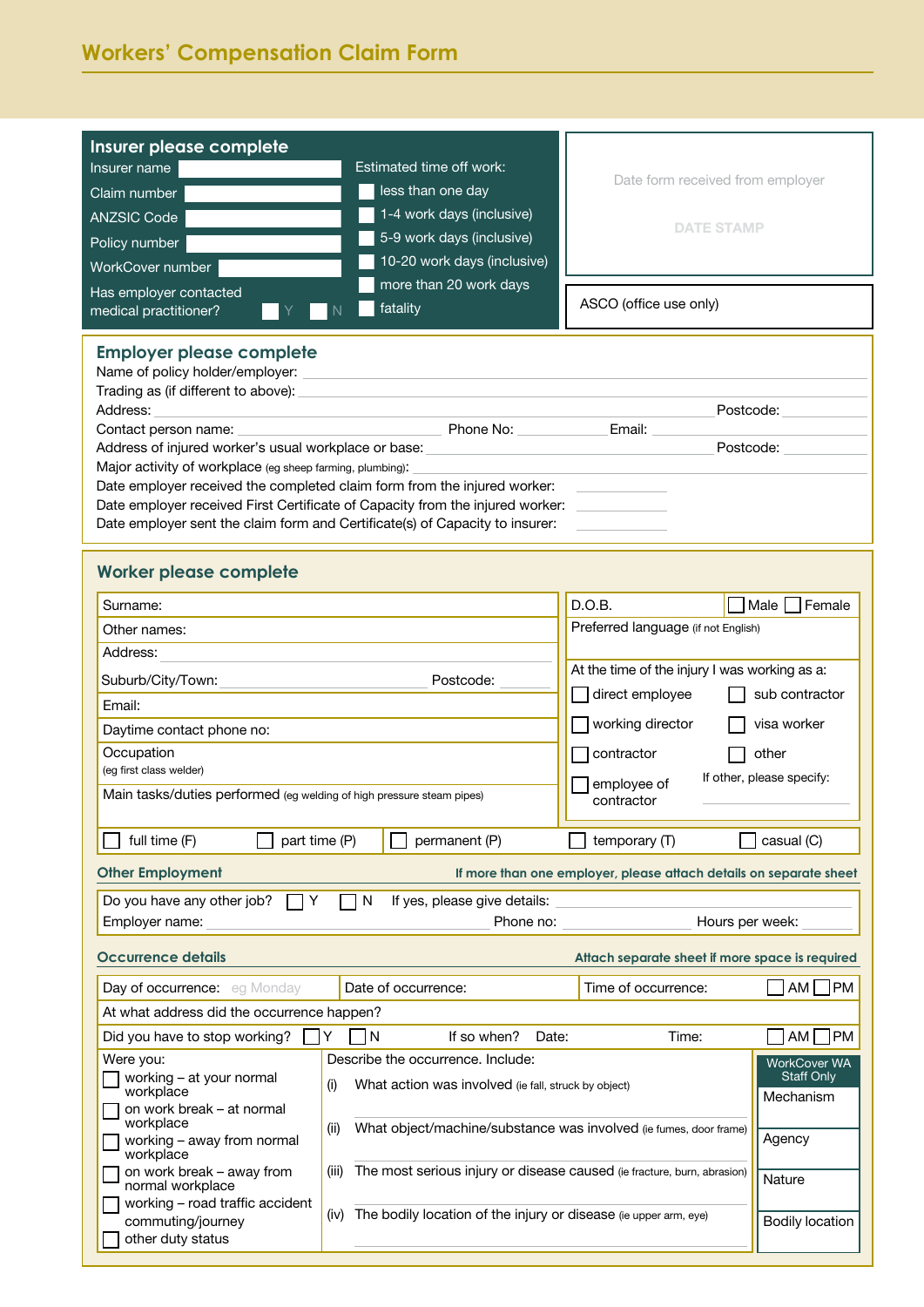# Workers' Compensation Claim Form

## Insurer please complete

Insurer name

Claim number

ANZSIC Code

Policy number

WorkCover number

Has employer contacted medical practitioner? ☐ Y ☐ N

Estimated time off work:

- ☐ less than one day
- ☐ 1-4 work days (inclusive)
- ☐ 5-9 work days (inclusive)
- ☐ 10-20 work days (inclusive)
- ☐ more than 20 work days
- ☐ fatality

Date form received from employer

DATE STAMP

ASCO (office use only)

## Employer please complete

Name of policy holder/employer:

Trading as (if different to above):

Address: Postcode:

Contact person name: Phone No: Email:

Address of injured worker's usual workplace or base: Postcode:

Major activity of workplace (eg sheep farming, plumbing):

Date employer received the completed claim form from the injured worker:

Date employer received First Certificate of Capacity from the injured worker:

Date employer sent the claim form and Certificate(s) of Capacity to insurer:

## Worker please complete

Surname:

Other names:

Address:

Suburb/City/Town: Postcode:

Email:

Daytime contact phone no:

Occupation (eg first class welder)

Main tasks/duties performed (eg welding of high pressure steam pipes)

D.O.B. ☐ Male ☐ Female

Preferred language (if not English)

At the time of the injury I was working as a:

- ☐ direct employee
- ☐ sub contractor
- ☐ working director
- ☐ visa worker
- ☐ contractor
- ☐ other
- ☐ employee of contractor

If other, please specify:

☐ full time (F) ☐ part time (P) ☐ permanent (P) ☐ temporary (T) ☐ casual (C)

### Other Employment

If more than one employer, please attach details on separate sheet

Do you have any other job? ☐ Y ☐ N If yes, please give details:

Employer name: Phone no: Hours per week:

### Occurrence details

Attach separate sheet if more space is required

Day of occurrence: eg Monday | Date of occurrence: | Time of occurrence: ☐ AM ☐ PM

At what address did the occurrence happen?

Did you have to stop working? ☐ Y ☐ N If so when? Date: Time: ☐ AM ☐ PM

Were you:

- ☐ working – at your normal workplace
- ☐ on work break – at normal workplace
- ☐ working – away from normal workplace
- ☐ on work break – away from normal workplace
- ☐ working – road traffic accident commuting/journey
- ☐ other duty status

Describe the occurrence. Include:

(i) What action was involved (ie fall, struck by object)

(ii) What object/machine/substance was involved (ie fumes, door frame)

(iii) The most serious injury or disease caused (ie fracture, burn, abrasion)

(iv) The bodily location of the injury or disease (ie upper arm, eye)

WorkCover WA Staff Only

- Mechanism
- Agency
- Nature
- Bodily location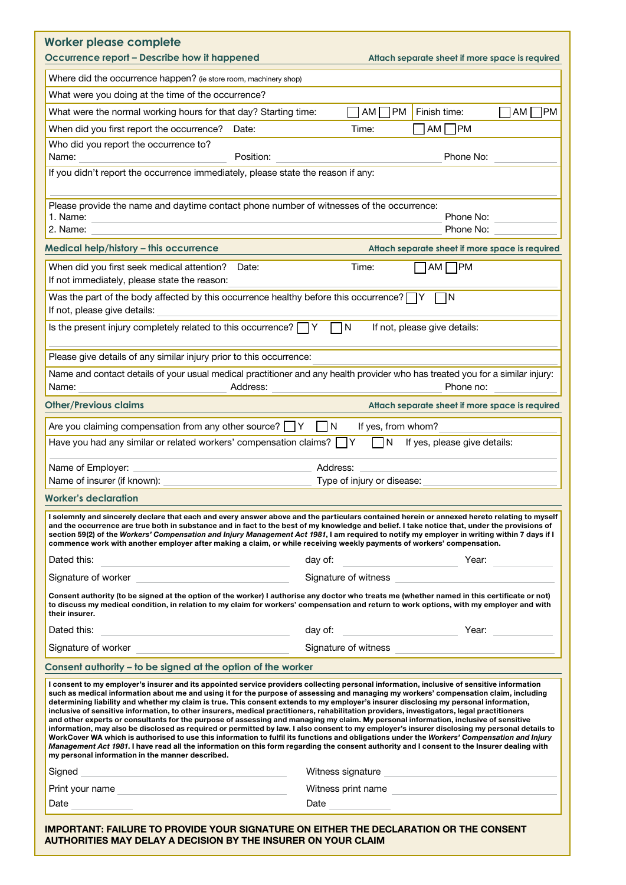## Worker please complete

### Occurrence report – Describe how it happened

*Attach separate sheet if more space is required*

Where did the occurrence happen? (ie store room, machinery shop)

What were you doing at the time of the occurrence?

What were the normal working hours for that day? Starting time: ☐ AM ☐ PM Finish time: ☐ AM ☐ PM

When did you first report the occurrence? Date: Time: ☐ AM ☐ PM

Who did you report the occurrence to?
Name: Position: Phone No:

If you didn't report the occurrence immediately, please state the reason if any:

Please provide the name and daytime contact phone number of witnesses of the occurrence:
1. Name: Phone No:
2. Name: Phone No:

### Medical help/history – this occurrence

*Attach separate sheet if more space is required*

When did you first seek medical attention? Date: Time: ☐ AM ☐ PM
If not immediately, please state the reason:

Was the part of the body affected by this occurrence healthy before this occurrence? ☐ Y ☐ N
If not, please give details:

Is the present injury completely related to this occurrence? ☐ Y ☐ N If not, please give details:

Please give details of any similar injury prior to this occurrence:

Name and contact details of your usual medical practitioner and any health provider who has treated you for a similar injury:
Name: Address: Phone no:

### Other/Previous claims

*Attach separate sheet if more space is required*

Are you claiming compensation from any other source? ☐ Y ☐ N If yes, from whom?

Have you had any similar or related workers' compensation claims? ☐ Y ☐ N If yes, please give details:

Name of Employer: Address:
Name of insurer (if known): Type of injury or disease:

### Worker's declaration

**I solemnly and sincerely declare that each and every answer above and the particulars contained herein or annexed hereto relating to myself and the occurrence are true both in substance and in fact to the best of my knowledge and belief. I take notice that, under the provisions of section 59(2) of the *Workers' Compensation and Injury Management Act 1981*, I am required to notify my employer in writing within 7 days if I commence work with another employer after making a claim, or while receiving weekly payments of workers' compensation.**

Dated this: day of: Year:

Signature of worker Signature of witness

**Consent authority (to be signed at the option of the worker) I authorise any doctor who treats me (whether named in this certificate or not) to discuss my medical condition, in relation to my claim for workers' compensation and return to work options, with my employer and with their insurer.**

Dated this: day of: Year:

Signature of worker Signature of witness

### Consent authority – to be signed at the option of the worker

**I consent to my employer's insurer and its appointed service providers collecting personal information, inclusive of sensitive information such as medical information about me and using it for the purpose of assessing and managing my workers' compensation claim, including determining liability and whether my claim is true. This consent extends to my employer's insurer disclosing my personal information, inclusive of sensitive information, to other insurers, medical practitioners, rehabilitation providers, investigators, legal practitioners and other experts or consultants for the purpose of assessing and managing my claim. My personal information, inclusive of sensitive information, may also be disclosed as required or permitted by law. I also consent to my employer's insurer disclosing my personal details to WorkCover WA which is authorised to use this information to fulfil its functions and obligations under the *Workers' Compensation and Injury Management Act 1981*. I have read all the information on this form regarding the consent authority and I consent to the Insurer dealing with my personal information in the manner described.**

Signed Witness signature

Print your name Witness print name

Date Date

**IMPORTANT: FAILURE TO PROVIDE YOUR SIGNATURE ON EITHER THE DECLARATION OR THE CONSENT AUTHORITIES MAY DELAY A DECISION BY THE INSURER ON YOUR CLAIM**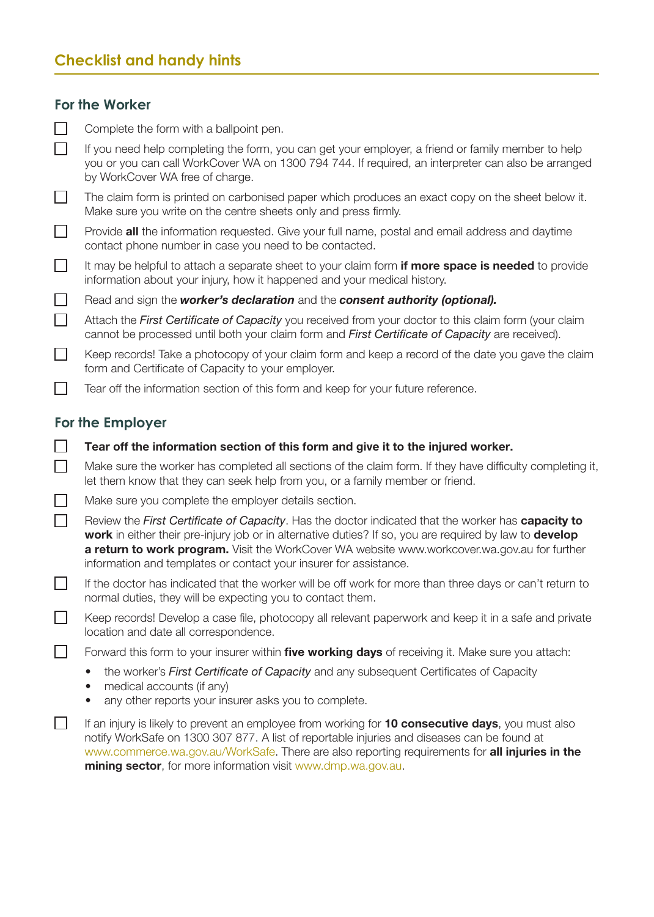## Checklist and handy hints

### For the Worker

- [ ] Complete the form with a ballpoint pen.
- [ ] If you need help completing the form, you can get your employer, a friend or family member to help you or you can call WorkCover WA on 1300 794 744. If required, an interpreter can also be arranged by WorkCover WA free of charge.
- [ ] The claim form is printed on carbonised paper which produces an exact copy on the sheet below it. Make sure you write on the centre sheets only and press firmly.
- [ ] Provide **all** the information requested. Give your full name, postal and email address and daytime contact phone number in case you need to be contacted.
- [ ] It may be helpful to attach a separate sheet to your claim form **if more space is needed** to provide information about your injury, how it happened and your medical history.
- [ ] Read and sign the ***worker's declaration*** and the ***consent authority (optional).***
- [ ] Attach the *First Certificate of Capacity* you received from your doctor to this claim form (your claim cannot be processed until both your claim form and *First Certificate of Capacity* are received).
- [ ] Keep records! Take a photocopy of your claim form and keep a record of the date you gave the claim form and Certificate of Capacity to your employer.
- [ ] Tear off the information section of this form and keep for your future reference.

### For the Employer

- [ ] **Tear off the information section of this form and give it to the injured worker.**
- [ ] Make sure the worker has completed all sections of the claim form. If they have difficulty completing it, let them know that they can seek help from you, or a family member or friend.
- [ ] Make sure you complete the employer details section.
- [ ] Review the *First Certificate of Capacity*. Has the doctor indicated that the worker has **capacity to work** in either their pre-injury job or in alternative duties? If so, you are required by law to **develop a return to work program.** Visit the WorkCover WA website www.workcover.wa.gov.au for further information and templates or contact your insurer for assistance.
- [ ] If the doctor has indicated that the worker will be off work for more than three days or can't return to normal duties, they will be expecting you to contact them.
- [ ] Keep records! Develop a case file, photocopy all relevant paperwork and keep it in a safe and private location and date all correspondence.
- [ ] Forward this form to your insurer within **five working days** of receiving it. Make sure you attach:
  - the worker's *First Certificate of Capacity* and any subsequent Certificates of Capacity
  - medical accounts (if any)
  - any other reports your insurer asks you to complete.
- [ ] If an injury is likely to prevent an employee from working for **10 consecutive days**, you must also notify WorkSafe on 1300 307 877. A list of reportable injuries and diseases can be found at www.commerce.wa.gov.au/WorkSafe. There are also reporting requirements for **all injuries in the mining sector**, for more information visit www.dmp.wa.gov.au.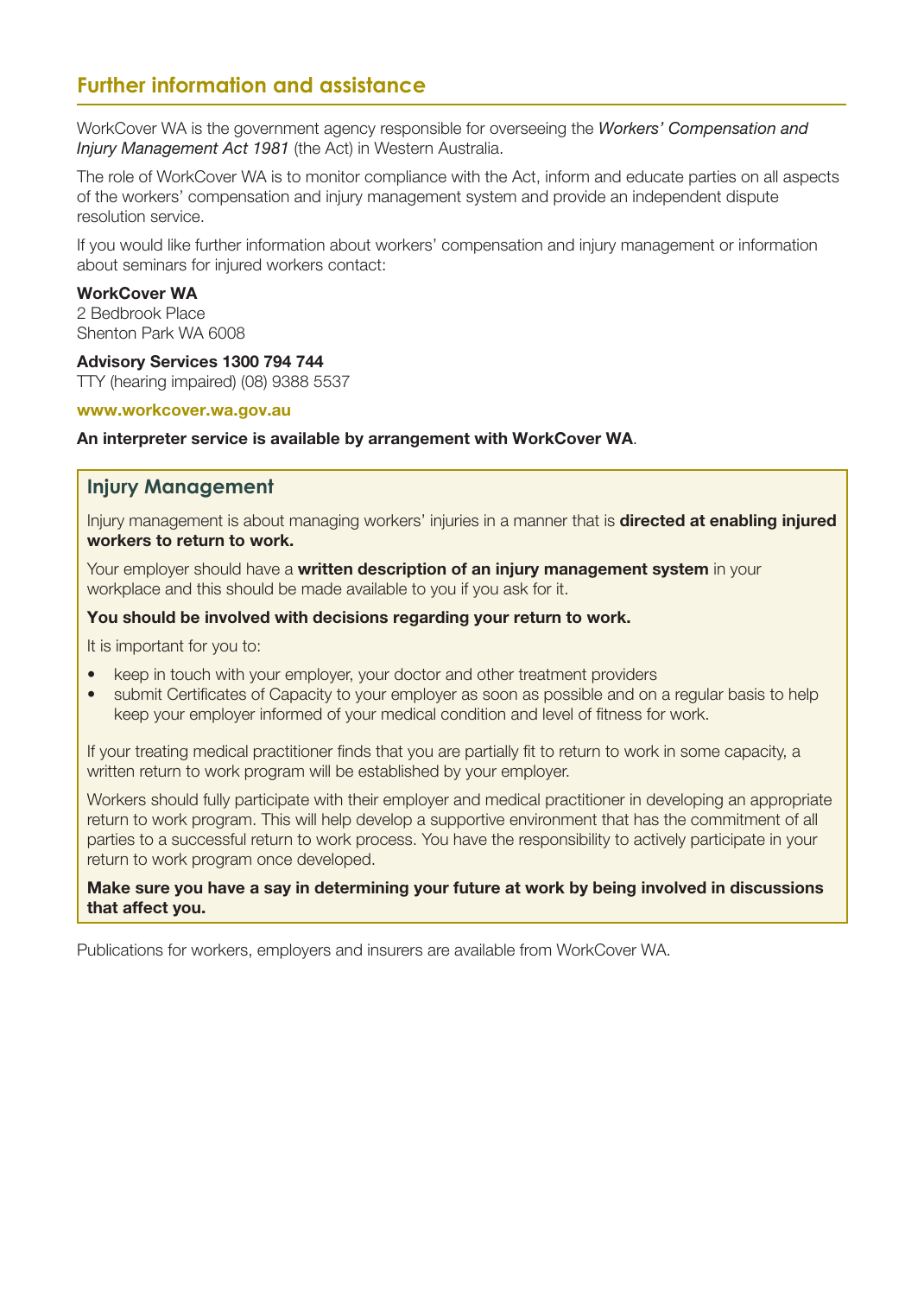## Further information and assistance

WorkCover WA is the government agency responsible for overseeing the *Workers' Compensation and Injury Management Act 1981* (the Act) in Western Australia.

The role of WorkCover WA is to monitor compliance with the Act, inform and educate parties on all aspects of the workers' compensation and injury management system and provide an independent dispute resolution service.

If you would like further information about workers' compensation and injury management or information about seminars for injured workers contact:

**WorkCover WA**
2 Bedbrook Place
Shenton Park WA 6008

**Advisory Services 1300 794 744**
TTY (hearing impaired) (08) 9388 5537

**www.workcover.wa.gov.au**

**An interpreter service is available by arrangement with WorkCover WA**.

### Injury Management

Injury management is about managing workers' injuries in a manner that is **directed at enabling injured workers to return to work.**

Your employer should have a **written description of an injury management system** in your workplace and this should be made available to you if you ask for it.

**You should be involved with decisions regarding your return to work.**

It is important for you to:

- keep in touch with your employer, your doctor and other treatment providers
- submit Certificates of Capacity to your employer as soon as possible and on a regular basis to help keep your employer informed of your medical condition and level of fitness for work.

If your treating medical practitioner finds that you are partially fit to return to work in some capacity, a written return to work program will be established by your employer.

Workers should fully participate with their employer and medical practitioner in developing an appropriate return to work program. This will help develop a supportive environment that has the commitment of all parties to a successful return to work process. You have the responsibility to actively participate in your return to work program once developed.

**Make sure you have a say in determining your future at work by being involved in discussions that affect you.**

Publications for workers, employers and insurers are available from WorkCover WA.